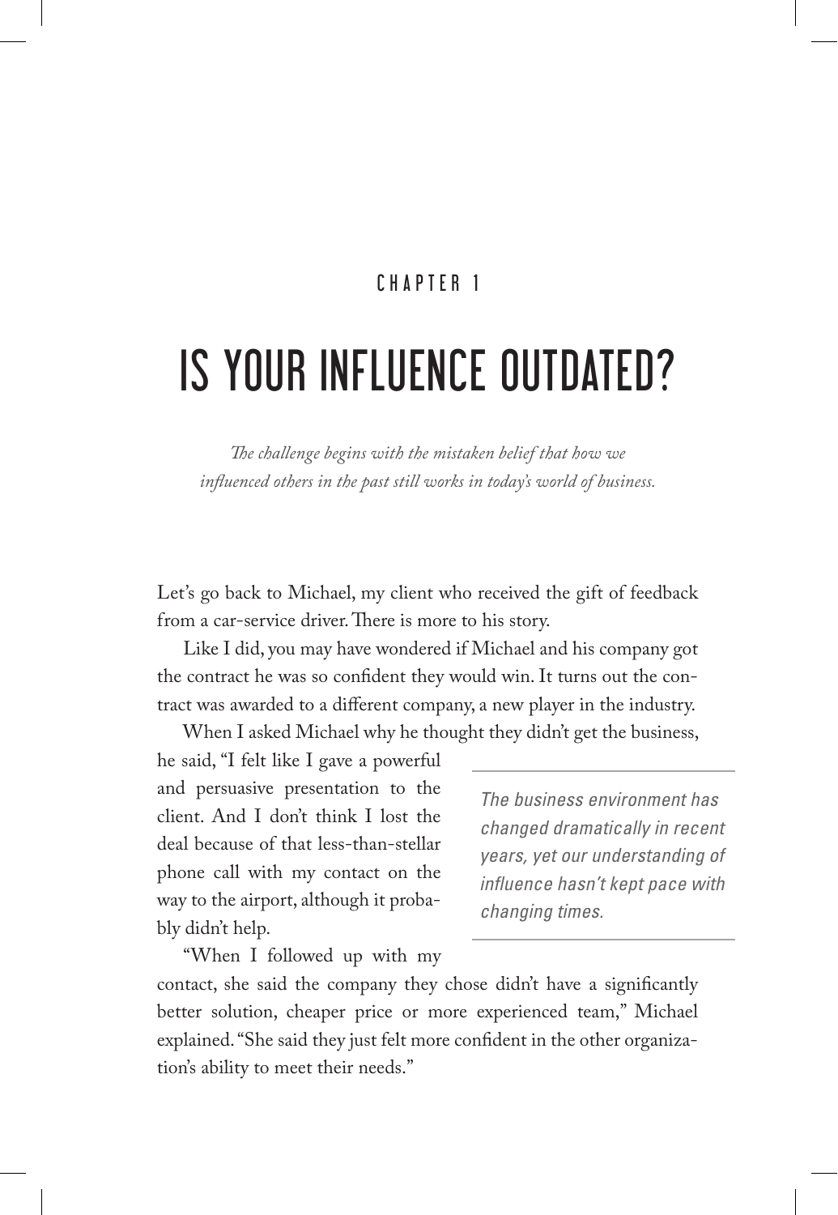CHAPTER 1

# IS YOUR INFLUENCE OUTDATED?

*The challenge begins with the mistaken belief that how we influenced others in the past still works in today's world of business.*

Let's go back to Michael, my client who received the gift of feedback from a car-service driver. There is more to his story.

Like I did, you may have wondered if Michael and his company got the contract he was so confident they would win. It turns out the contract was awarded to a different company, a new player in the industry.

When I asked Michael why he thought they didn't get the business, he said, "I felt like I gave a powerful and persuasive presentation to the client. And I don't think I lost the deal because of that less-than-stellar phone call with my contact on the way to the airport, although it probably didn't help.

> *The business environment has changed dramatically in recent years, yet our understanding of influence hasn't kept pace with changing times.*

"When I followed up with my contact, she said the company they chose didn't have a significantly better solution, cheaper price or more experienced team," Michael explained. "She said they just felt more confident in the other organization's ability to meet their needs."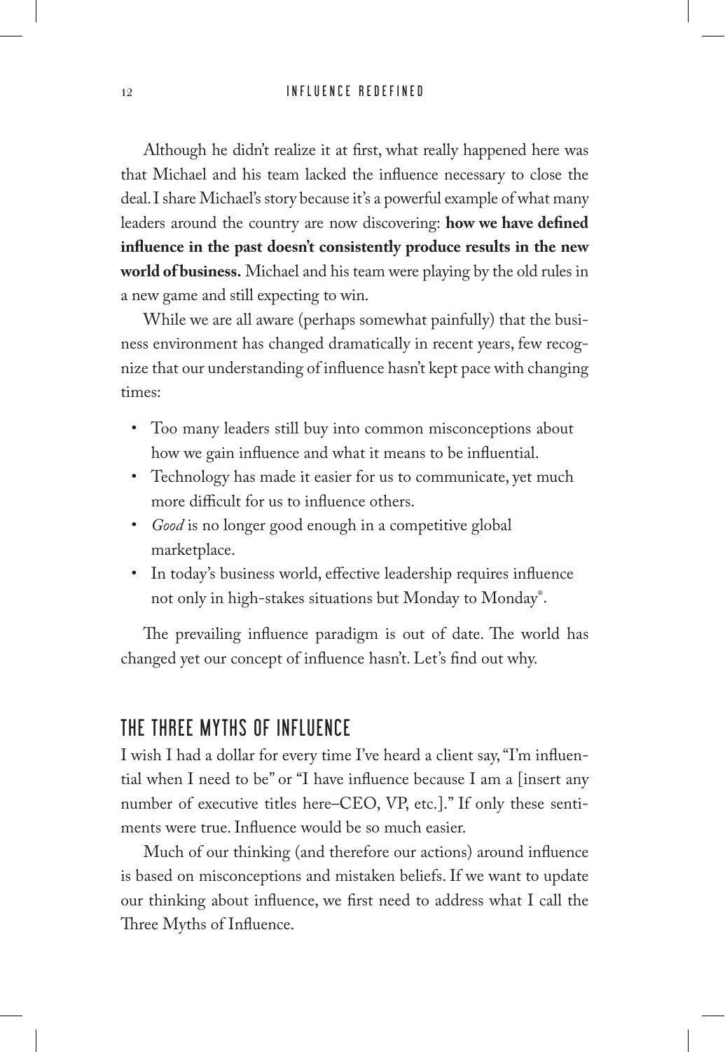Although he didn't realize it at first, what really happened here was that Michael and his team lacked the influence necessary to close the deal. I share Michael's story because it's a powerful example of what many leaders around the country are now discovering: **how we have defined influence in the past doesn't consistently produce results in the new world of business.** Michael and his team were playing by the old rules in a new game and still expecting to win.

While we are all aware (perhaps somewhat painfully) that the business environment has changed dramatically in recent years, few recognize that our understanding of influence hasn't kept pace with changing times:

- Too many leaders still buy into common misconceptions about how we gain influence and what it means to be influential.
- Technology has made it easier for us to communicate, yet much more difficult for us to influence others.
- *Good* is no longer good enough in a competitive global marketplace.
- In today's business world, effective leadership requires influence not only in high-stakes situations but Monday to Monday®.

The prevailing influence paradigm is out of date. The world has changed yet our concept of influence hasn't. Let's find out why.

## THE THREE MYTHS OF INFLUENCE

I wish I had a dollar for every time I've heard a client say, "I'm influential when I need to be" or "I have influence because I am a [insert any number of executive titles here–CEO, VP, etc.]." If only these sentiments were true. Influence would be so much easier.

Much of our thinking (and therefore our actions) around influence is based on misconceptions and mistaken beliefs. If we want to update our thinking about influence, we first need to address what I call the Three Myths of Influence.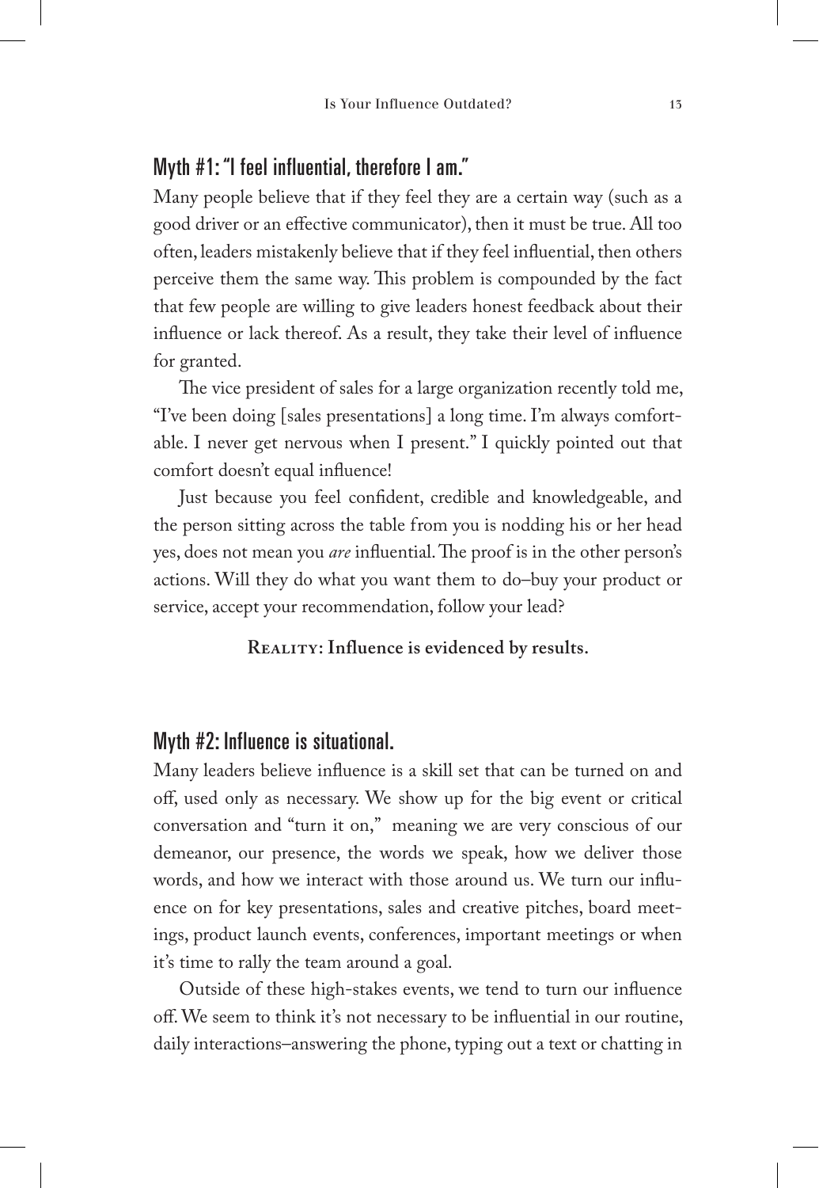## Myth #1: "I feel influential, therefore I am."

Many people believe that if they feel they are a certain way (such as a good driver or an effective communicator), then it must be true. All too often, leaders mistakenly believe that if they feel influential, then others perceive them the same way. This problem is compounded by the fact that few people are willing to give leaders honest feedback about their influence or lack thereof. As a result, they take their level of influence for granted.

The vice president of sales for a large organization recently told me, "I've been doing [sales presentations] a long time. I'm always comfortable. I never get nervous when I present." I quickly pointed out that comfort doesn't equal influence!

Just because you feel confident, credible and knowledgeable, and the person sitting across the table from you is nodding his or her head yes, does not mean you *are* influential. The proof is in the other person's actions. Will they do what you want them to do–buy your product or service, accept your recommendation, follow your lead?

**Reality: Influence is evidenced by results.**

## Myth #2: Influence is situational.

Many leaders believe influence is a skill set that can be turned on and off, used only as necessary. We show up for the big event or critical conversation and "turn it on," meaning we are very conscious of our demeanor, our presence, the words we speak, how we deliver those words, and how we interact with those around us. We turn our influence on for key presentations, sales and creative pitches, board meetings, product launch events, conferences, important meetings or when it's time to rally the team around a goal.

Outside of these high-stakes events, we tend to turn our influence off. We seem to think it's not necessary to be influential in our routine, daily interactions–answering the phone, typing out a text or chatting in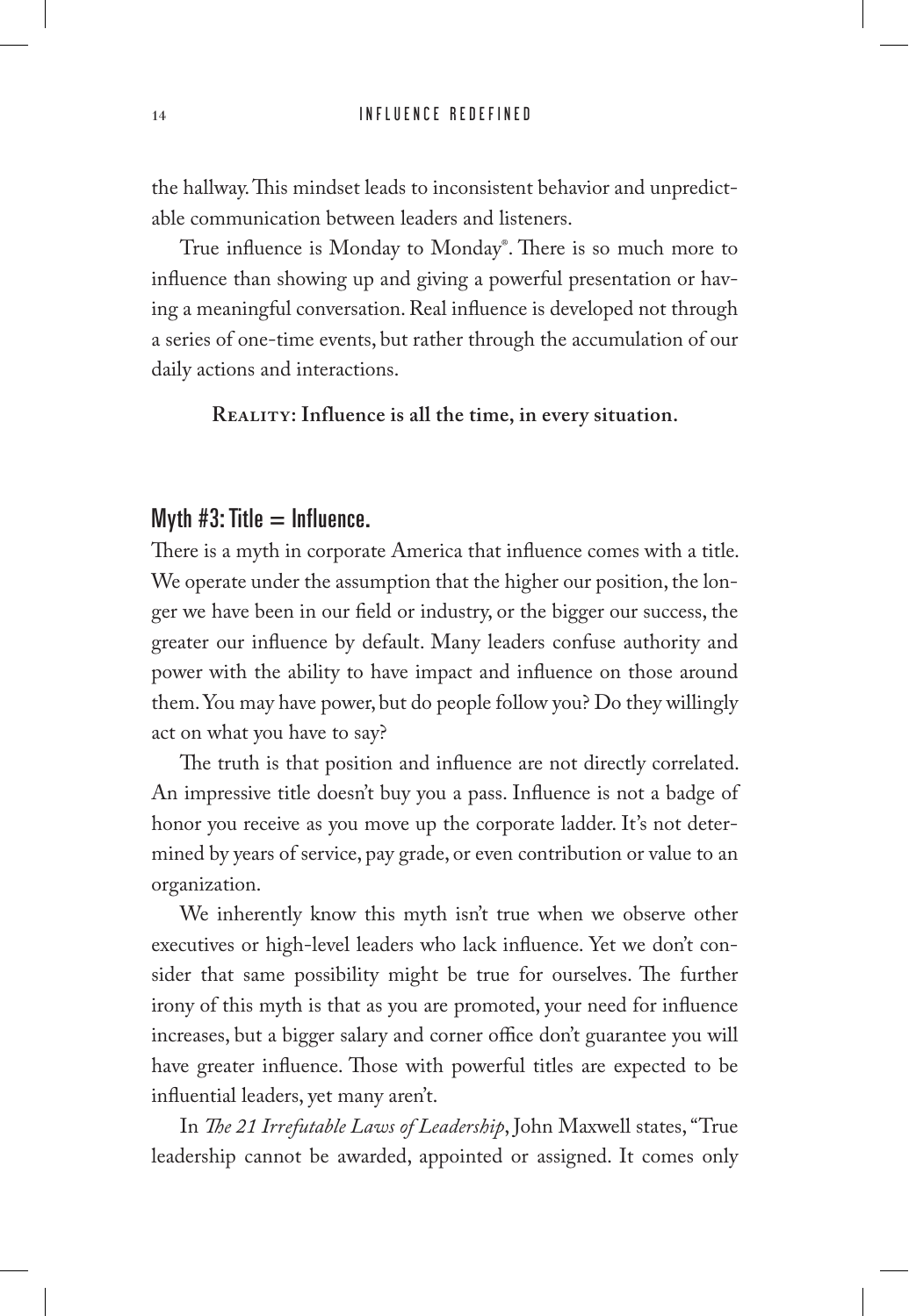the hallway. This mindset leads to inconsistent behavior and unpredictable communication between leaders and listeners.

True influence is Monday to Monday®. There is so much more to influence than showing up and giving a powerful presentation or having a meaningful conversation. Real influence is developed not through a series of one-time events, but rather through the accumulation of our daily actions and interactions.

**Reality: Influence is all the time, in every situation.**

## Myth #3: Title = Influence.

There is a myth in corporate America that influence comes with a title. We operate under the assumption that the higher our position, the longer we have been in our field or industry, or the bigger our success, the greater our influence by default. Many leaders confuse authority and power with the ability to have impact and influence on those around them. You may have power, but do people follow you? Do they willingly act on what you have to say?

The truth is that position and influence are not directly correlated. An impressive title doesn't buy you a pass. Influence is not a badge of honor you receive as you move up the corporate ladder. It's not determined by years of service, pay grade, or even contribution or value to an organization.

We inherently know this myth isn't true when we observe other executives or high-level leaders who lack influence. Yet we don't consider that same possibility might be true for ourselves. The further irony of this myth is that as you are promoted, your need for influence increases, but a bigger salary and corner office don't guarantee you will have greater influence. Those with powerful titles are expected to be influential leaders, yet many aren't.

In *The 21 Irrefutable Laws of Leadership*, John Maxwell states, "True leadership cannot be awarded, appointed or assigned. It comes only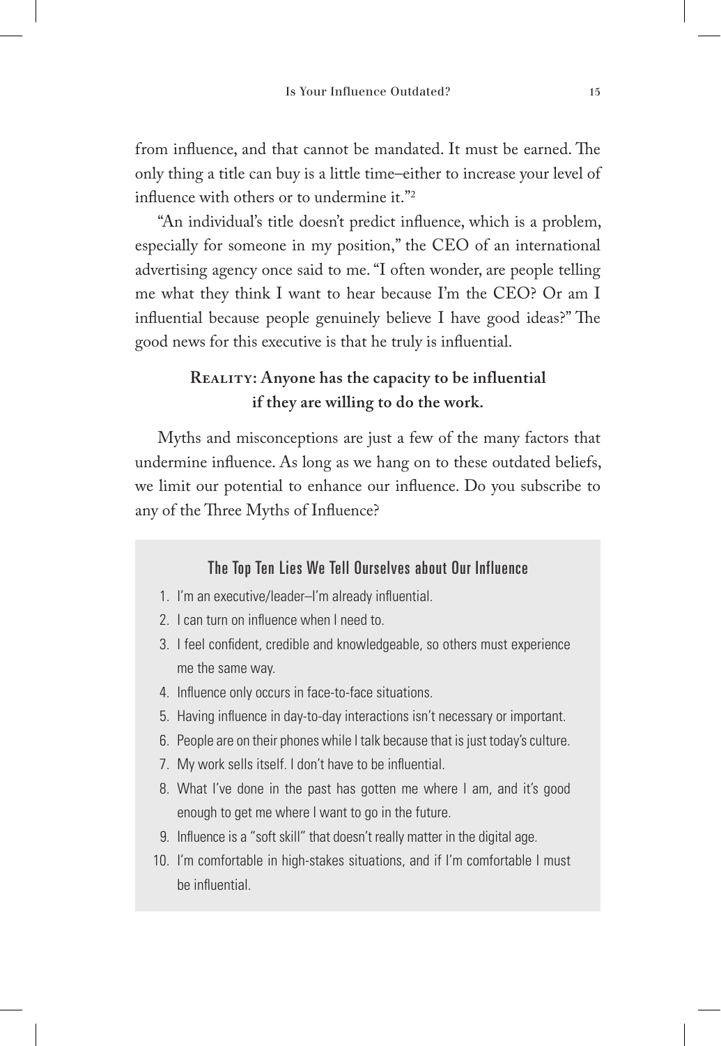from influence, and that cannot be mandated. It must be earned. The only thing a title can buy is a little time–either to increase your level of influence with others or to undermine it."[2]

"An individual's title doesn't predict influence, which is a problem, especially for someone in my position," the CEO of an international advertising agency once said to me. "I often wonder, are people telling me what they think I want to hear because I'm the CEO? Or am I influential because people genuinely believe I have good ideas?" The good news for this executive is that he truly is influential.

**Reality: Anyone has the capacity to be influential if they are willing to do the work.**

Myths and misconceptions are just a few of the many factors that undermine influence. As long as we hang on to these outdated beliefs, we limit our potential to enhance our influence. Do you subscribe to any of the Three Myths of Influence?

### The Top Ten Lies We Tell Ourselves about Our Influence

1. I'm an executive/leader–I'm already influential.
2. I can turn on influence when I need to.
3. I feel confident, credible and knowledgeable, so others must experience me the same way.
4. Influence only occurs in face-to-face situations.
5. Having influence in day-to-day interactions isn't necessary or important.
6. People are on their phones while I talk because that is just today's culture.
7. My work sells itself. I don't have to be influential.
8. What I've done in the past has gotten me where I am, and it's good enough to get me where I want to go in the future.
9. Influence is a "soft skill" that doesn't really matter in the digital age.
10. I'm comfortable in high-stakes situations, and if I'm comfortable I must be influential.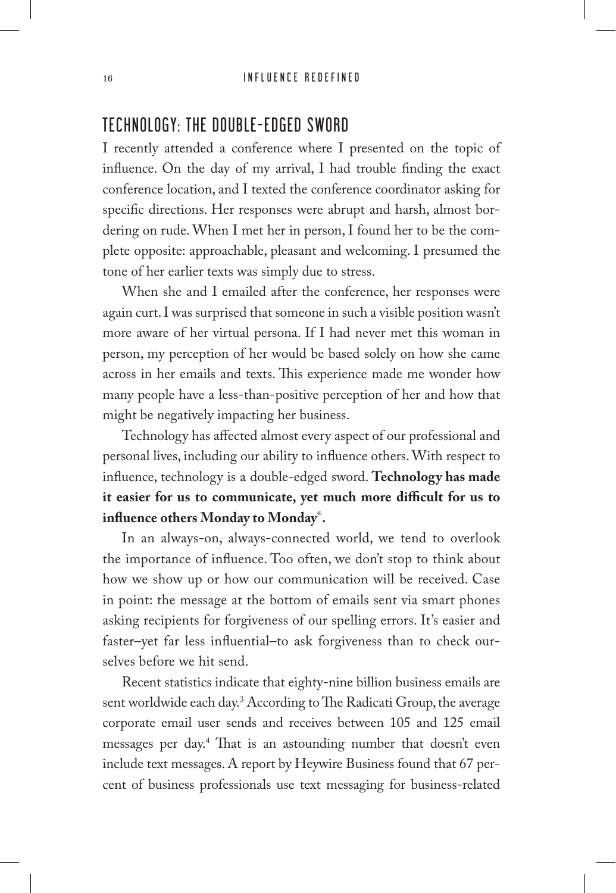## TECHNOLOGY: THE DOUBLE-EDGED SWORD

I recently attended a conference where I presented on the topic of influence. On the day of my arrival, I had trouble finding the exact conference location, and I texted the conference coordinator asking for specific directions. Her responses were abrupt and harsh, almost bordering on rude. When I met her in person, I found her to be the complete opposite: approachable, pleasant and welcoming. I presumed the tone of her earlier texts was simply due to stress.

When she and I emailed after the conference, her responses were again curt. I was surprised that someone in such a visible position wasn't more aware of her virtual persona. If I had never met this woman in person, my perception of her would be based solely on how she came across in her emails and texts. This experience made me wonder how many people have a less-than-positive perception of her and how that might be negatively impacting her business.

Technology has affected almost every aspect of our professional and personal lives, including our ability to influence others. With respect to influence, technology is a double-edged sword. **Technology has made it easier for us to communicate, yet much more difficult for us to influence others Monday to Monday®.**

In an always-on, always-connected world, we tend to overlook the importance of influence. Too often, we don't stop to think about how we show up or how our communication will be received. Case in point: the message at the bottom of emails sent via smart phones asking recipients for forgiveness of our spelling errors. It's easier and faster–yet far less influential–to ask forgiveness than to check ourselves before we hit send.

Recent statistics indicate that eighty-nine billion business emails are sent worldwide each day.[3] According to The Radicati Group, the average corporate email user sends and receives between 105 and 125 email messages per day.[4] That is an astounding number that doesn't even include text messages. A report by Heywire Business found that 67 percent of business professionals use text messaging for business-related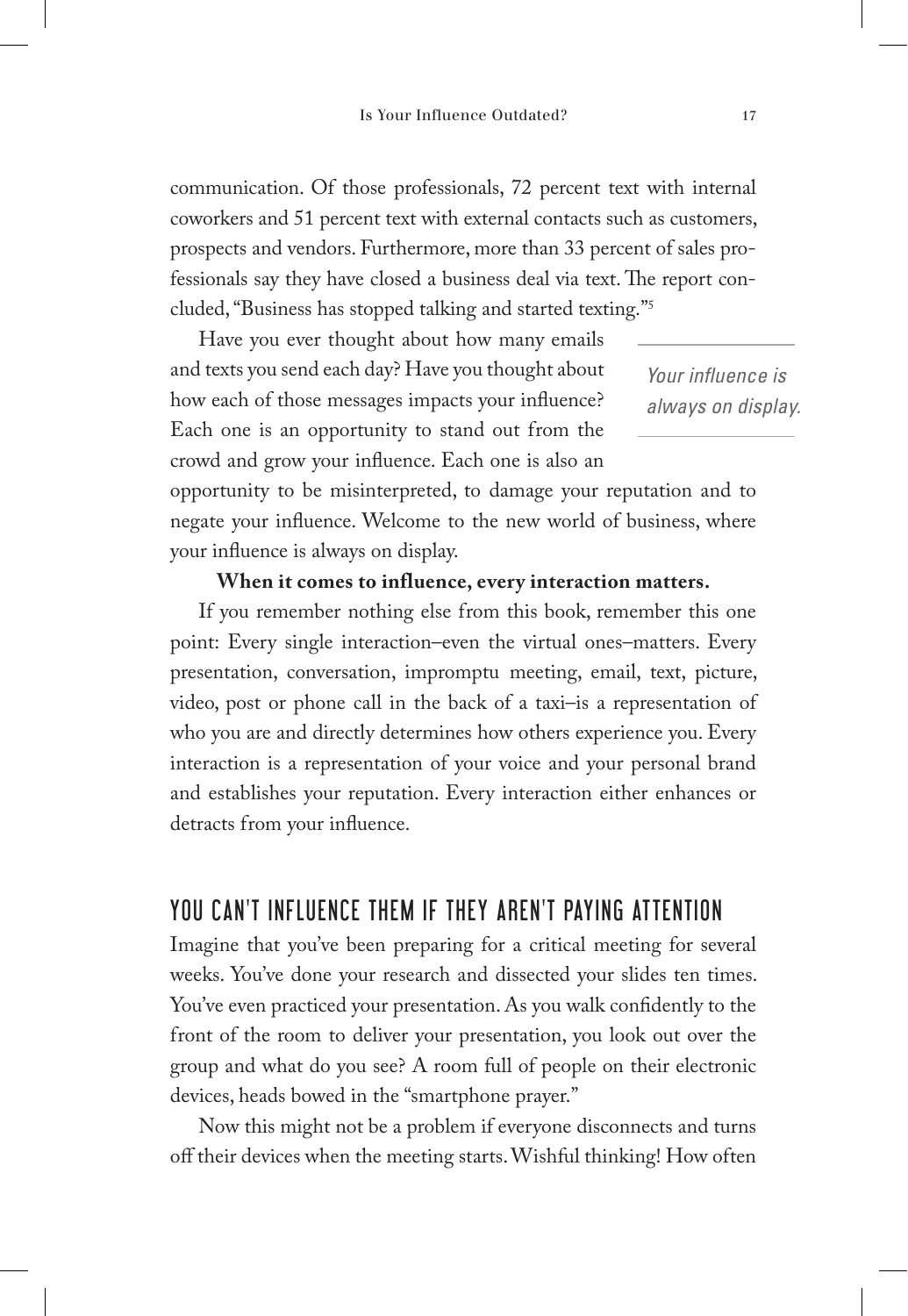communication. Of those professionals, 72 percent text with internal coworkers and 51 percent text with external contacts such as customers, prospects and vendors. Furthermore, more than 33 percent of sales professionals say they have closed a business deal via text. The report concluded, "Business has stopped talking and started texting."[5]

Have you ever thought about how many emails and texts you send each day? Have you thought about how each of those messages impacts your influence? Each one is an opportunity to stand out from the crowd and grow your influence. Each one is also an opportunity to be misinterpreted, to damage your reputation and to negate your influence. Welcome to the new world of business, where your influence is always on display.

*Your influence is always on display.*

**When it comes to influence, every interaction matters.**

If you remember nothing else from this book, remember this one point: Every single interaction–even the virtual ones–matters. Every presentation, conversation, impromptu meeting, email, text, picture, video, post or phone call in the back of a taxi–is a representation of who you are and directly determines how others experience you. Every interaction is a representation of your voice and your personal brand and establishes your reputation. Every interaction either enhances or detracts from your influence.

## YOU CAN'T INFLUENCE THEM IF THEY AREN'T PAYING ATTENTION

Imagine that you've been preparing for a critical meeting for several weeks. You've done your research and dissected your slides ten times. You've even practiced your presentation. As you walk confidently to the front of the room to deliver your presentation, you look out over the group and what do you see? A room full of people on their electronic devices, heads bowed in the "smartphone prayer."

Now this might not be a problem if everyone disconnects and turns off their devices when the meeting starts. Wishful thinking! How often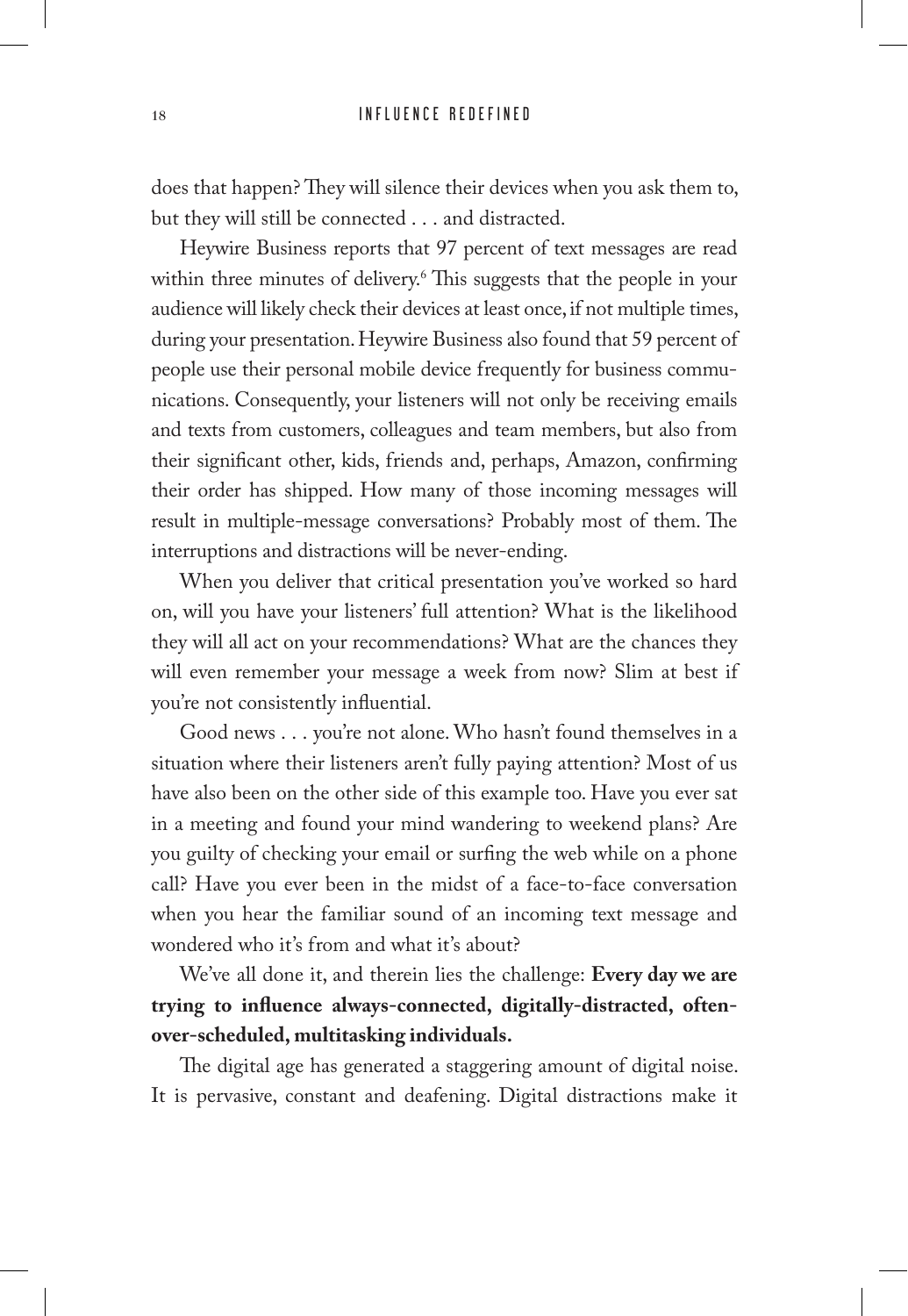does that happen? They will silence their devices when you ask them to, but they will still be connected . . . and distracted.

Heywire Business reports that 97 percent of text messages are read within three minutes of delivery.[6] This suggests that the people in your audience will likely check their devices at least once, if not multiple times, during your presentation. Heywire Business also found that 59 percent of people use their personal mobile device frequently for business communications. Consequently, your listeners will not only be receiving emails and texts from customers, colleagues and team members, but also from their significant other, kids, friends and, perhaps, Amazon, confirming their order has shipped. How many of those incoming messages will result in multiple-message conversations? Probably most of them. The interruptions and distractions will be never-ending.

When you deliver that critical presentation you've worked so hard on, will you have your listeners' full attention? What is the likelihood they will all act on your recommendations? What are the chances they will even remember your message a week from now? Slim at best if you're not consistently influential.

Good news . . . you're not alone. Who hasn't found themselves in a situation where their listeners aren't fully paying attention? Most of us have also been on the other side of this example too. Have you ever sat in a meeting and found your mind wandering to weekend plans? Are you guilty of checking your email or surfing the web while on a phone call? Have you ever been in the midst of a face-to-face conversation when you hear the familiar sound of an incoming text message and wondered who it's from and what it's about?

We've all done it, and therein lies the challenge: **Every day we are trying to influence always-connected, digitally-distracted, often-over-scheduled, multitasking individuals.**

The digital age has generated a staggering amount of digital noise. It is pervasive, constant and deafening. Digital distractions make it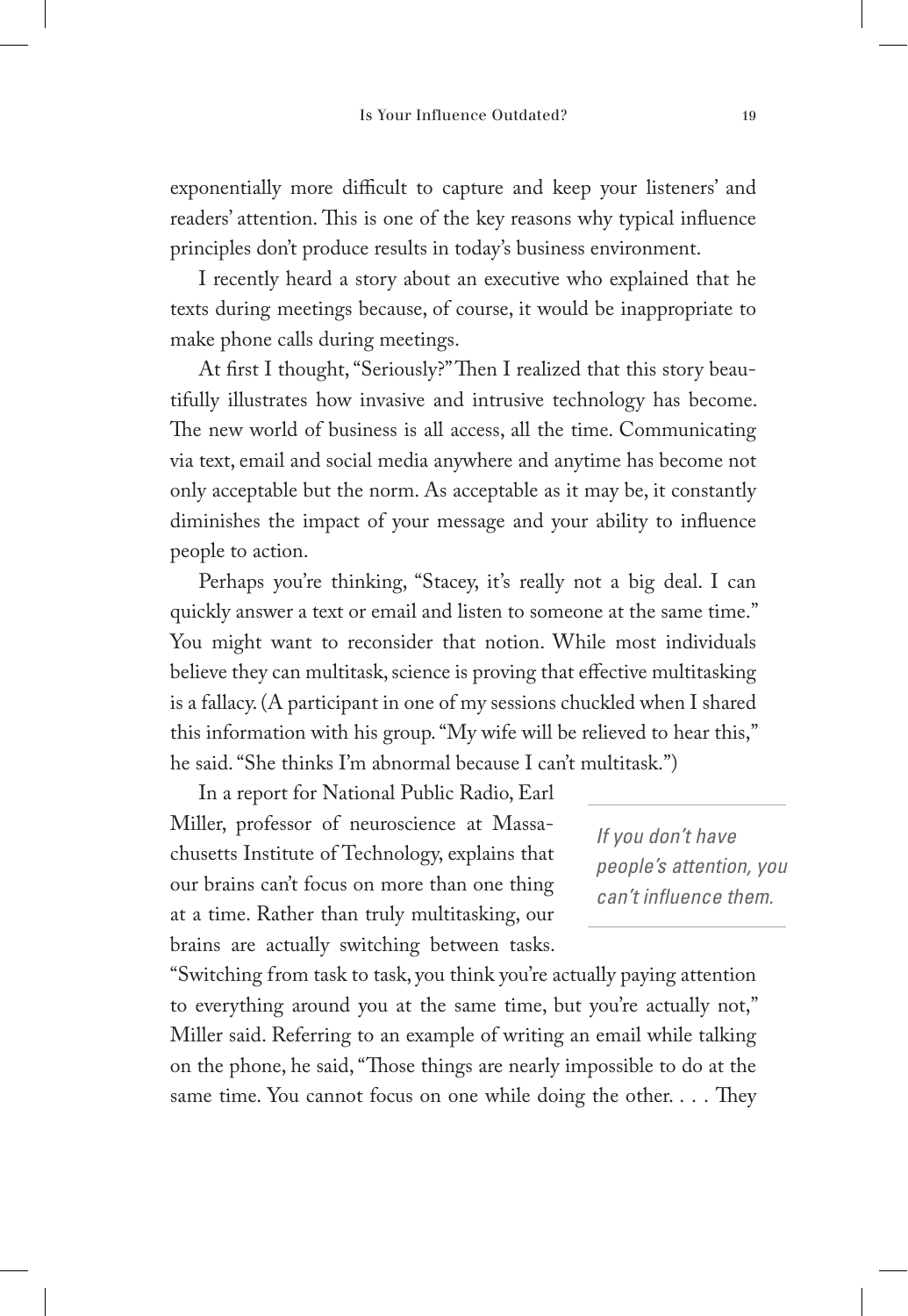exponentially more difficult to capture and keep your listeners' and readers' attention. This is one of the key reasons why typical influence principles don't produce results in today's business environment.

I recently heard a story about an executive who explained that he texts during meetings because, of course, it would be inappropriate to make phone calls during meetings.

At first I thought, "Seriously?" Then I realized that this story beautifully illustrates how invasive and intrusive technology has become. The new world of business is all access, all the time. Communicating via text, email and social media anywhere and anytime has become not only acceptable but the norm. As acceptable as it may be, it constantly diminishes the impact of your message and your ability to influence people to action.

Perhaps you're thinking, "Stacey, it's really not a big deal. I can quickly answer a text or email and listen to someone at the same time." You might want to reconsider that notion. While most individuals believe they can multitask, science is proving that effective multitasking is a fallacy. (A participant in one of my sessions chuckled when I shared this information with his group. "My wife will be relieved to hear this," he said. "She thinks I'm abnormal because I can't multitask.")

*If you don't have people's attention, you can't influence them.*

In a report for National Public Radio, Earl Miller, professor of neuroscience at Massachusetts Institute of Technology, explains that our brains can't focus on more than one thing at a time. Rather than truly multitasking, our brains are actually switching between tasks. "Switching from task to task, you think you're actually paying attention to everything around you at the same time, but you're actually not," Miller said. Referring to an example of writing an email while talking on the phone, he said, "Those things are nearly impossible to do at the same time. You cannot focus on one while doing the other. . . . They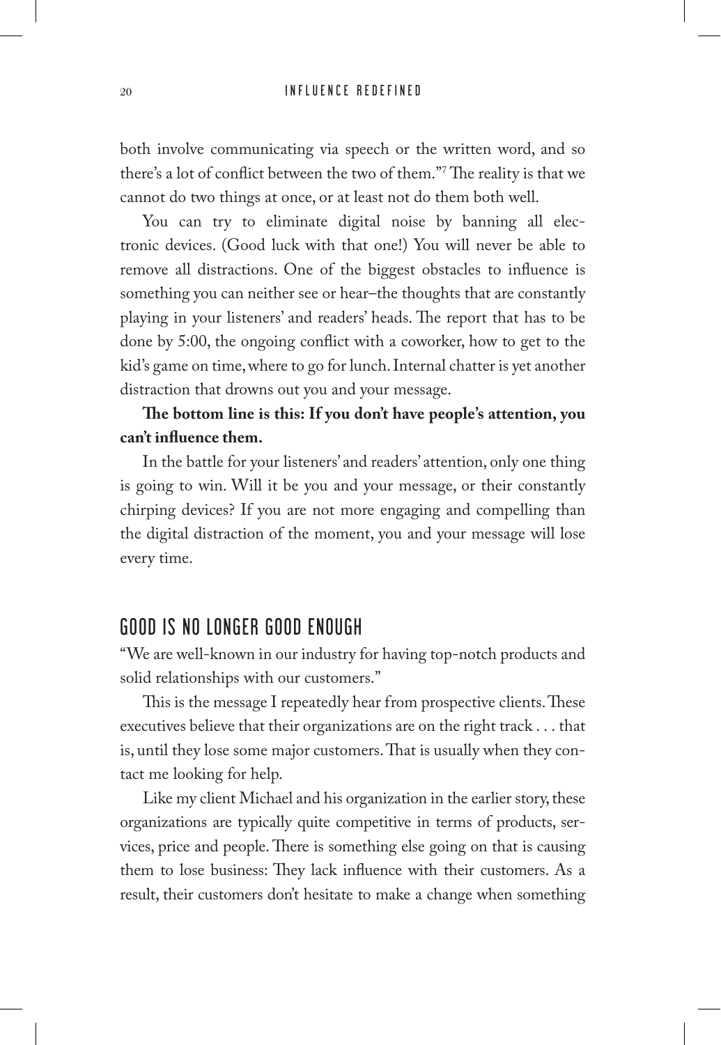both involve communicating via speech or the written word, and so there's a lot of conflict between the two of them."[7] The reality is that we cannot do two things at once, or at least not do them both well.

You can try to eliminate digital noise by banning all electronic devices. (Good luck with that one!) You will never be able to remove all distractions. One of the biggest obstacles to influence is something you can neither see or hear–the thoughts that are constantly playing in your listeners' and readers' heads. The report that has to be done by 5:00, the ongoing conflict with a coworker, how to get to the kid's game on time, where to go for lunch. Internal chatter is yet another distraction that drowns out you and your message.

**The bottom line is this: If you don't have people's attention, you can't influence them.**

In the battle for your listeners' and readers' attention, only one thing is going to win. Will it be you and your message, or their constantly chirping devices? If you are not more engaging and compelling than the digital distraction of the moment, you and your message will lose every time.

## GOOD IS NO LONGER GOOD ENOUGH

"We are well-known in our industry for having top-notch products and solid relationships with our customers."

This is the message I repeatedly hear from prospective clients. These executives believe that their organizations are on the right track . . . that is, until they lose some major customers. That is usually when they contact me looking for help.

Like my client Michael and his organization in the earlier story, these organizations are typically quite competitive in terms of products, services, price and people. There is something else going on that is causing them to lose business: They lack influence with their customers. As a result, their customers don't hesitate to make a change when something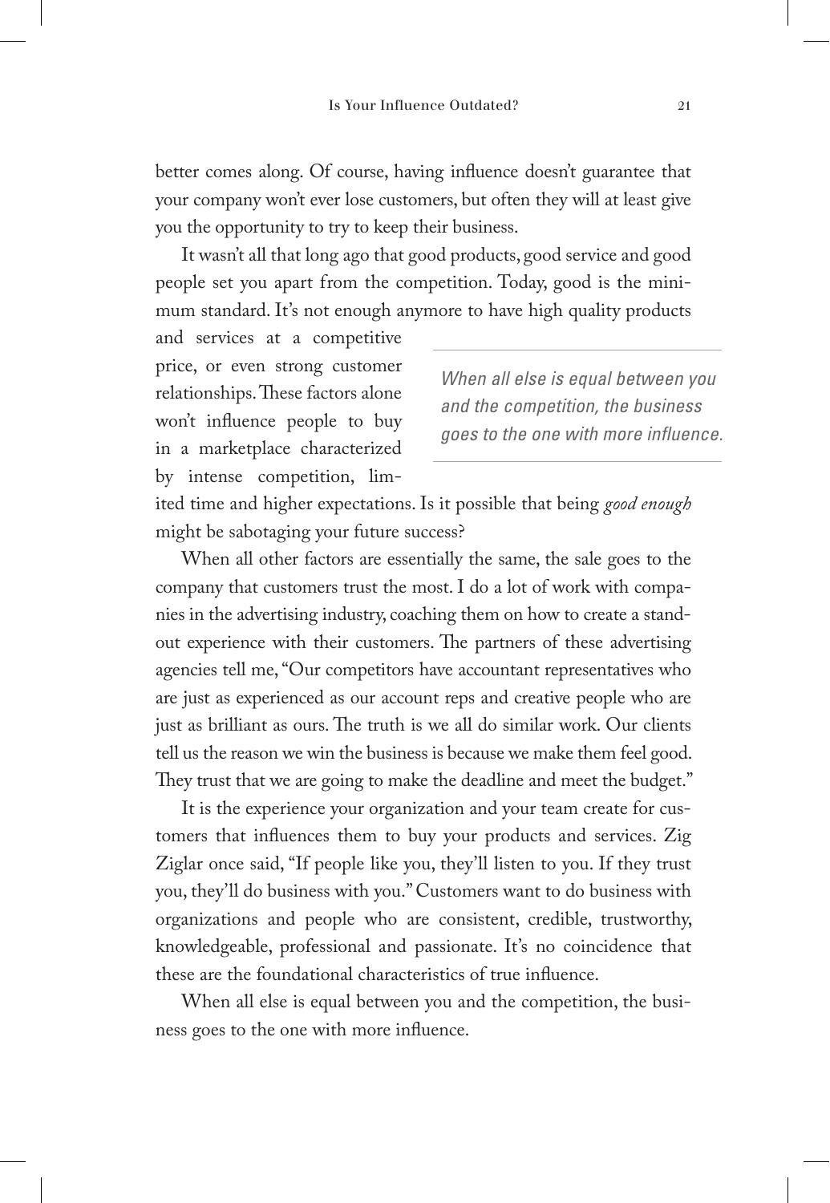better comes along. Of course, having influence doesn't guarantee that your company won't ever lose customers, but often they will at least give you the opportunity to try to keep their business.

It wasn't all that long ago that good products, good service and good people set you apart from the competition. Today, good is the minimum standard. It's not enough anymore to have high quality products and services at a competitive price, or even strong customer relationships. These factors alone won't influence people to buy in a marketplace characterized by intense competition, limited time and higher expectations. Is it possible that being *good enough* might be sabotaging your future success?

> *When all else is equal between you and the competition, the business goes to the one with more influence.*

When all other factors are essentially the same, the sale goes to the company that customers trust the most. I do a lot of work with companies in the advertising industry, coaching them on how to create a standout experience with their customers. The partners of these advertising agencies tell me, "Our competitors have accountant representatives who are just as experienced as our account reps and creative people who are just as brilliant as ours. The truth is we all do similar work. Our clients tell us the reason we win the business is because we make them feel good. They trust that we are going to make the deadline and meet the budget."

It is the experience your organization and your team create for customers that influences them to buy your products and services. Zig Ziglar once said, "If people like you, they'll listen to you. If they trust you, they'll do business with you." Customers want to do business with organizations and people who are consistent, credible, trustworthy, knowledgeable, professional and passionate. It's no coincidence that these are the foundational characteristics of true influence.

When all else is equal between you and the competition, the business goes to the one with more influence.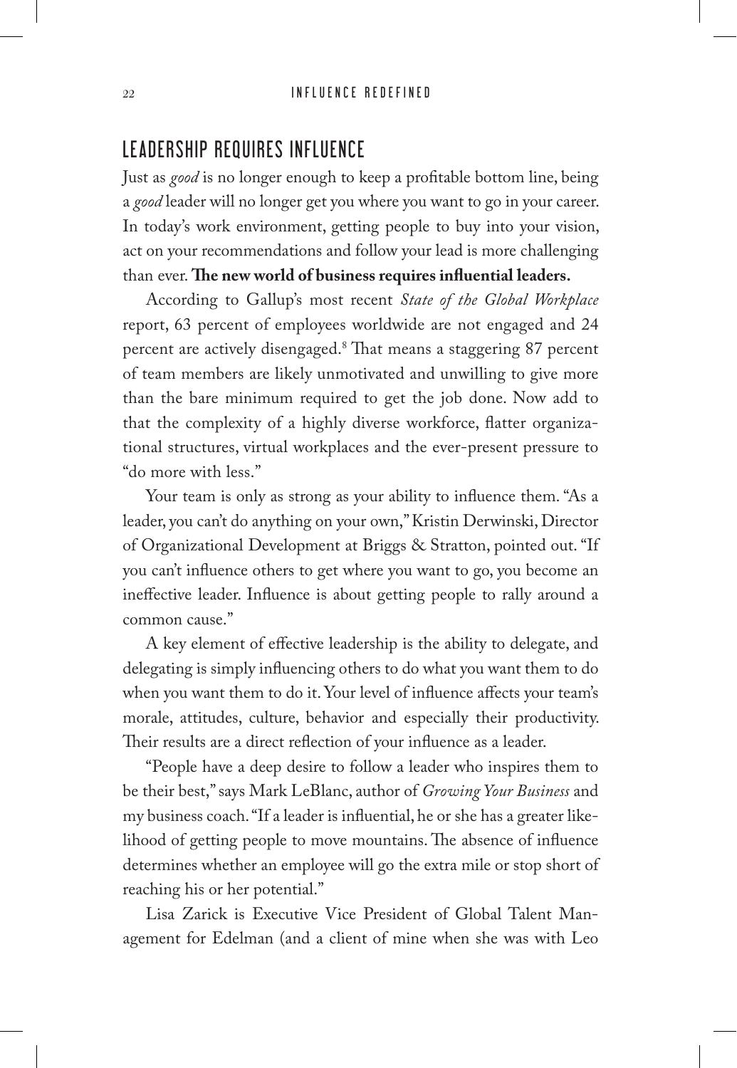## LEADERSHIP REQUIRES INFLUENCE

Just as *good* is no longer enough to keep a profitable bottom line, being a *good* leader will no longer get you where you want to go in your career. In today's work environment, getting people to buy into your vision, act on your recommendations and follow your lead is more challenging than ever. **The new world of business requires influential leaders.**

According to Gallup's most recent *State of the Global Workplace* report, 63 percent of employees worldwide are not engaged and 24 percent are actively disengaged.[8] That means a staggering 87 percent of team members are likely unmotivated and unwilling to give more than the bare minimum required to get the job done. Now add to that the complexity of a highly diverse workforce, flatter organizational structures, virtual workplaces and the ever-present pressure to "do more with less."

Your team is only as strong as your ability to influence them. "As a leader, you can't do anything on your own," Kristin Derwinski, Director of Organizational Development at Briggs & Stratton, pointed out. "If you can't influence others to get where you want to go, you become an ineffective leader. Influence is about getting people to rally around a common cause."

A key element of effective leadership is the ability to delegate, and delegating is simply influencing others to do what you want them to do when you want them to do it. Your level of influence affects your team's morale, attitudes, culture, behavior and especially their productivity. Their results are a direct reflection of your influence as a leader.

"People have a deep desire to follow a leader who inspires them to be their best," says Mark LeBlanc, author of *Growing Your Business* and my business coach. "If a leader is influential, he or she has a greater likelihood of getting people to move mountains. The absence of influence determines whether an employee will go the extra mile or stop short of reaching his or her potential."

Lisa Zarick is Executive Vice President of Global Talent Management for Edelman (and a client of mine when she was with Leo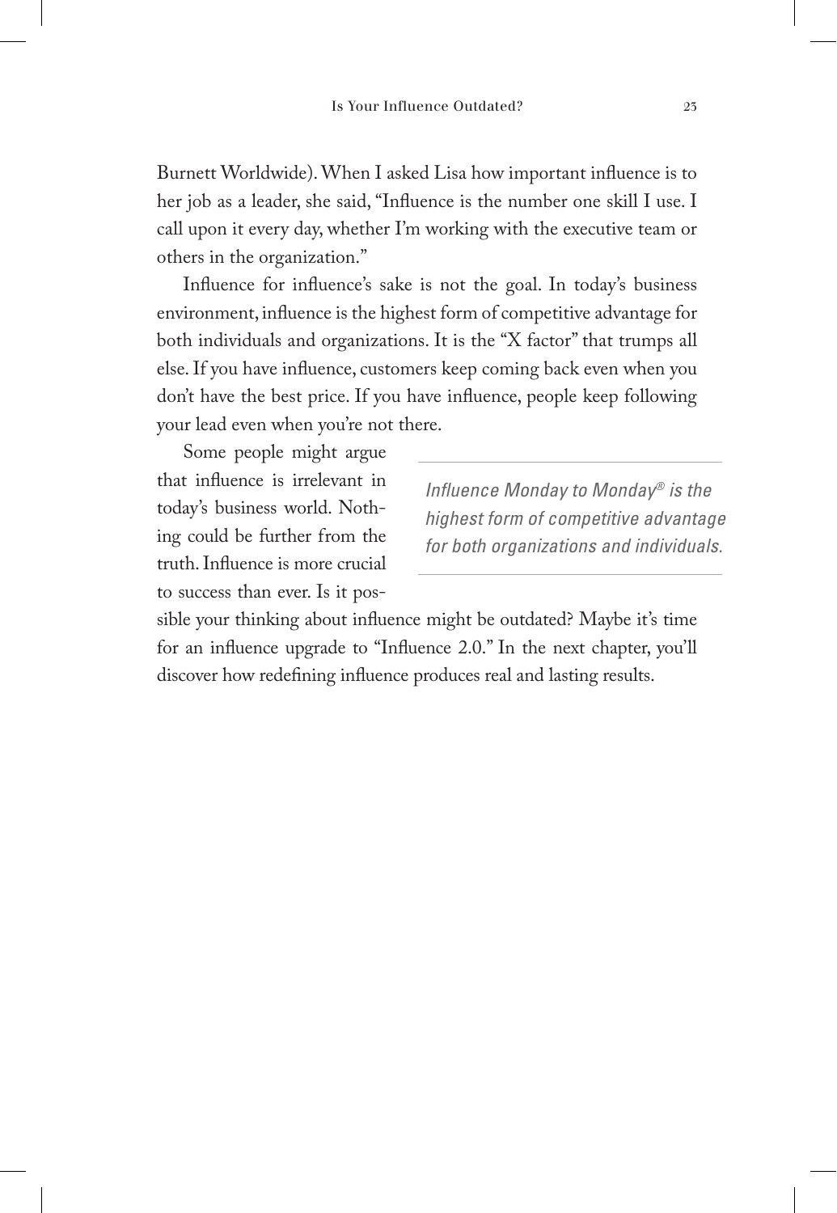Burnett Worldwide). When I asked Lisa how important influence is to her job as a leader, she said, "Influence is the number one skill I use. I call upon it every day, whether I'm working with the executive team or others in the organization."

Influence for influence's sake is not the goal. In today's business environment, influence is the highest form of competitive advantage for both individuals and organizations. It is the "X factor" that trumps all else. If you have influence, customers keep coming back even when you don't have the best price. If you have influence, people keep following your lead even when you're not there.

Some people might argue that influence is irrelevant in today's business world. Nothing could be further from the truth. Influence is more crucial to success than ever. Is it possible your thinking about influence might be outdated? Maybe it's time for an influence upgrade to "Influence 2.0." In the next chapter, you'll discover how redefining influence produces real and lasting results.

> *Influence Monday to Monday® is the highest form of competitive advantage for both organizations and individuals.*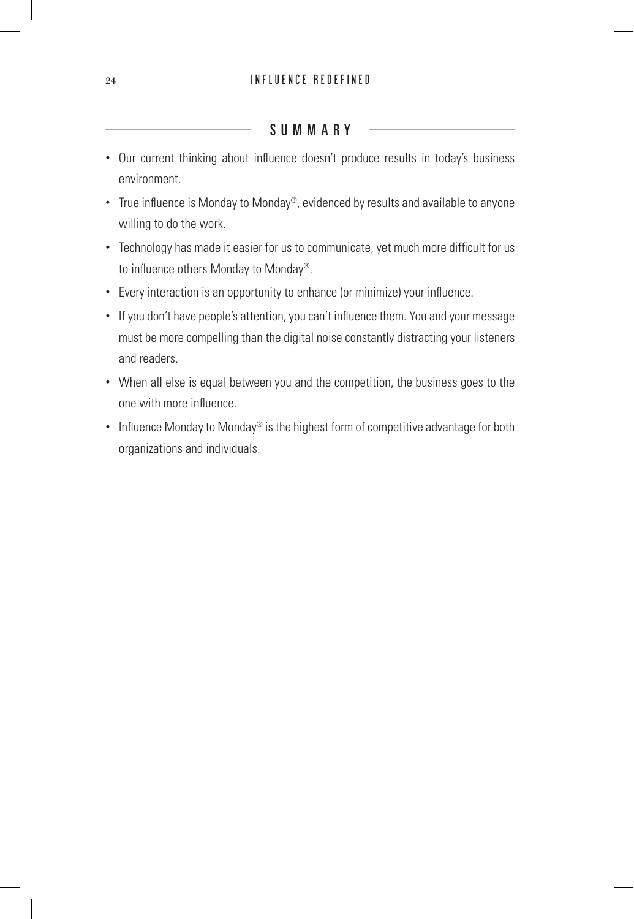## SUMMARY

- Our current thinking about influence doesn't produce results in today's business environment.
- True influence is Monday to Monday®, evidenced by results and available to anyone willing to do the work.
- Technology has made it easier for us to communicate, yet much more difficult for us to influence others Monday to Monday®.
- Every interaction is an opportunity to enhance (or minimize) your influence.
- If you don't have people's attention, you can't influence them. You and your message must be more compelling than the digital noise constantly distracting your listeners and readers.
- When all else is equal between you and the competition, the business goes to the one with more influence.
- Influence Monday to Monday® is the highest form of competitive advantage for both organizations and individuals.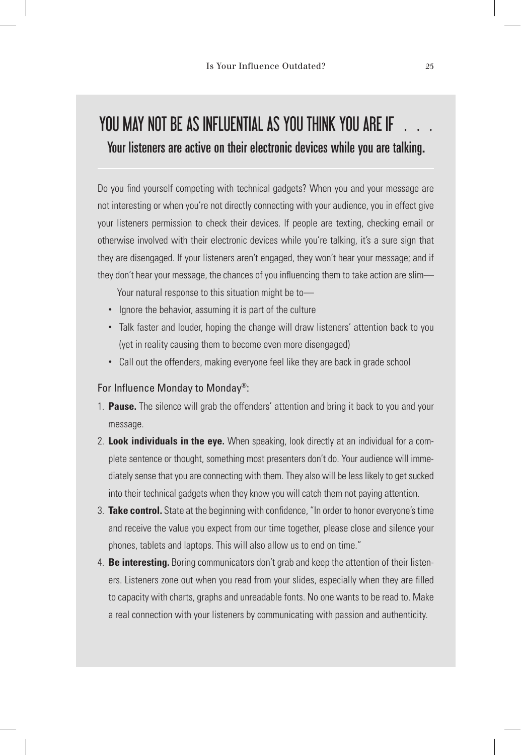## YOU MAY NOT BE AS INFLUENTIAL AS YOU THINK YOU ARE IF . . .

### Your listeners are active on their electronic devices while you are talking.

Do you find yourself competing with technical gadgets? When you and your message are not interesting or when you're not directly connecting with your audience, you in effect give your listeners permission to check their devices. If people are texting, checking email or otherwise involved with their electronic devices while you're talking, it's a sure sign that they are disengaged. If your listeners aren't engaged, they won't hear your message; and if they don't hear your message, the chances of you influencing them to take action are slim—

Your natural response to this situation might be to—

- Ignore the behavior, assuming it is part of the culture
- Talk faster and louder, hoping the change will draw listeners' attention back to you (yet in reality causing them to become even more disengaged)
- Call out the offenders, making everyone feel like they are back in grade school

For Influence Monday to Monday®:

1. **Pause.** The silence will grab the offenders' attention and bring it back to you and your message.
2. **Look individuals in the eye.** When speaking, look directly at an individual for a complete sentence or thought, something most presenters don't do. Your audience will immediately sense that you are connecting with them. They also will be less likely to get sucked into their technical gadgets when they know you will catch them not paying attention.
3. **Take control.** State at the beginning with confidence, "In order to honor everyone's time and receive the value you expect from our time together, please close and silence your phones, tablets and laptops. This will also allow us to end on time."
4. **Be interesting.** Boring communicators don't grab and keep the attention of their listeners. Listeners zone out when you read from your slides, especially when they are filled to capacity with charts, graphs and unreadable fonts. No one wants to be read to. Make a real connection with your listeners by communicating with passion and authenticity.